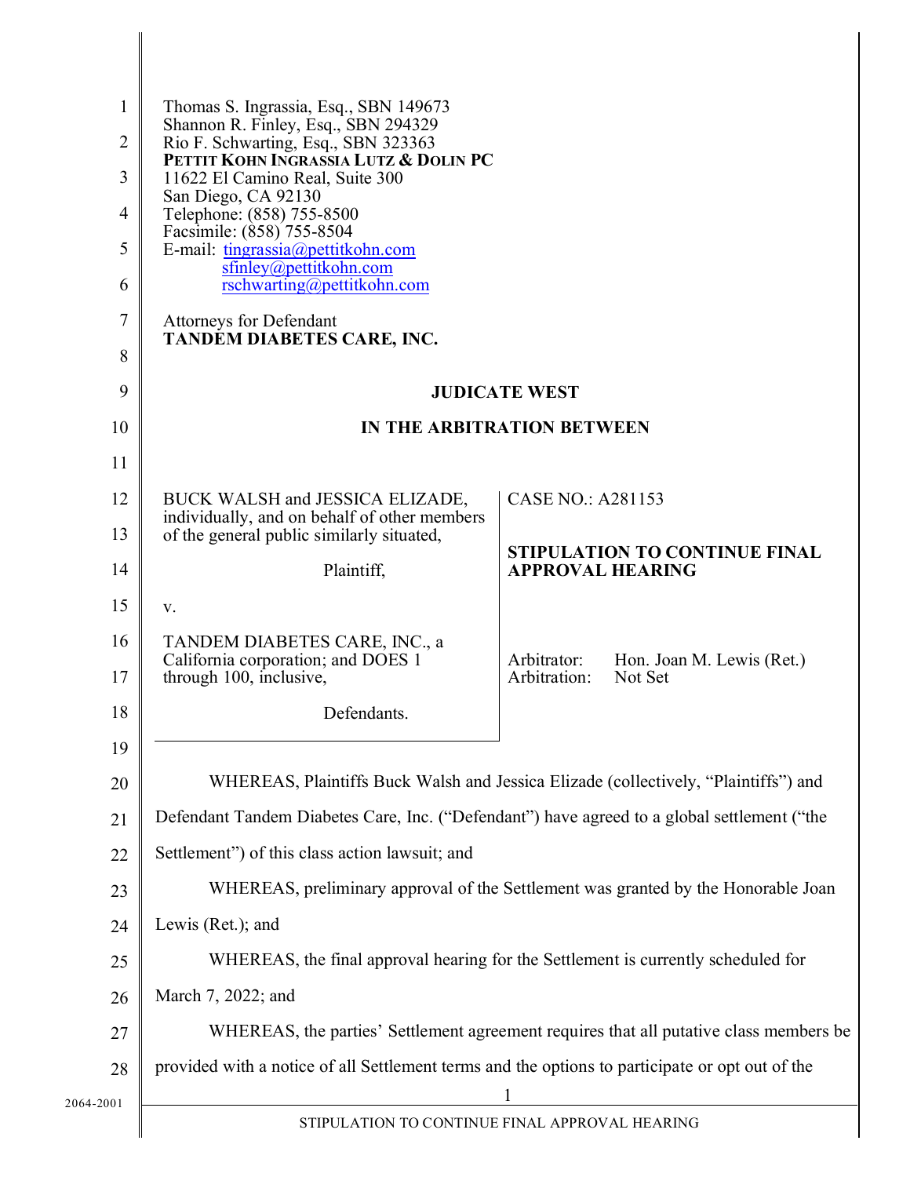Thomas S. Ingrassia, Esq., SBN 149673
Shannon R. Finley, Esq., SBN 294329
Rio F. Schwarting, Esq., SBN 323363
**PETTIT KOHN INGRASSIA LUTZ & DOLIN PC**
11622 El Camino Real, Suite 300
San Diego, CA 92130
Telephone: (858) 755-8500
Facsimile: (858) 755-8504
E-mail: tingrassia@pettitkohn.com
sfinley@pettitkohn.com
rschwarting@pettitkohn.com

Attorneys for Defendant
**TANDEM DIABETES CARE, INC.**

**JUDICATE WEST**

**IN THE ARBITRATION BETWEEN**

| | |
|---|---|
| BUCK WALSH and JESSICA ELIZADE, individually, and on behalf of other members of the general public similarly situated,<br><br>Plaintiff,<br><br>v.<br><br>TANDEM DIABETES CARE, INC., a California corporation; and DOES 1 through 100, inclusive,<br><br>Defendants. | CASE NO.: A281153<br><br>**STIPULATION TO CONTINUE FINAL APPROVAL HEARING**<br><br>Arbitrator: Hon. Joan M. Lewis (Ret.)<br>Arbitration: Not Set |

WHEREAS, Plaintiffs Buck Walsh and Jessica Elizade (collectively, "Plaintiffs") and Defendant Tandem Diabetes Care, Inc. ("Defendant") have agreed to a global settlement ("the Settlement") of this class action lawsuit; and

WHEREAS, preliminary approval of the Settlement was granted by the Honorable Joan Lewis (Ret.); and

WHEREAS, the final approval hearing for the Settlement is currently scheduled for March 7, 2022; and

WHEREAS, the parties' Settlement agreement requires that all putative class members be provided with a notice of all Settlement terms and the options to participate or opt out of the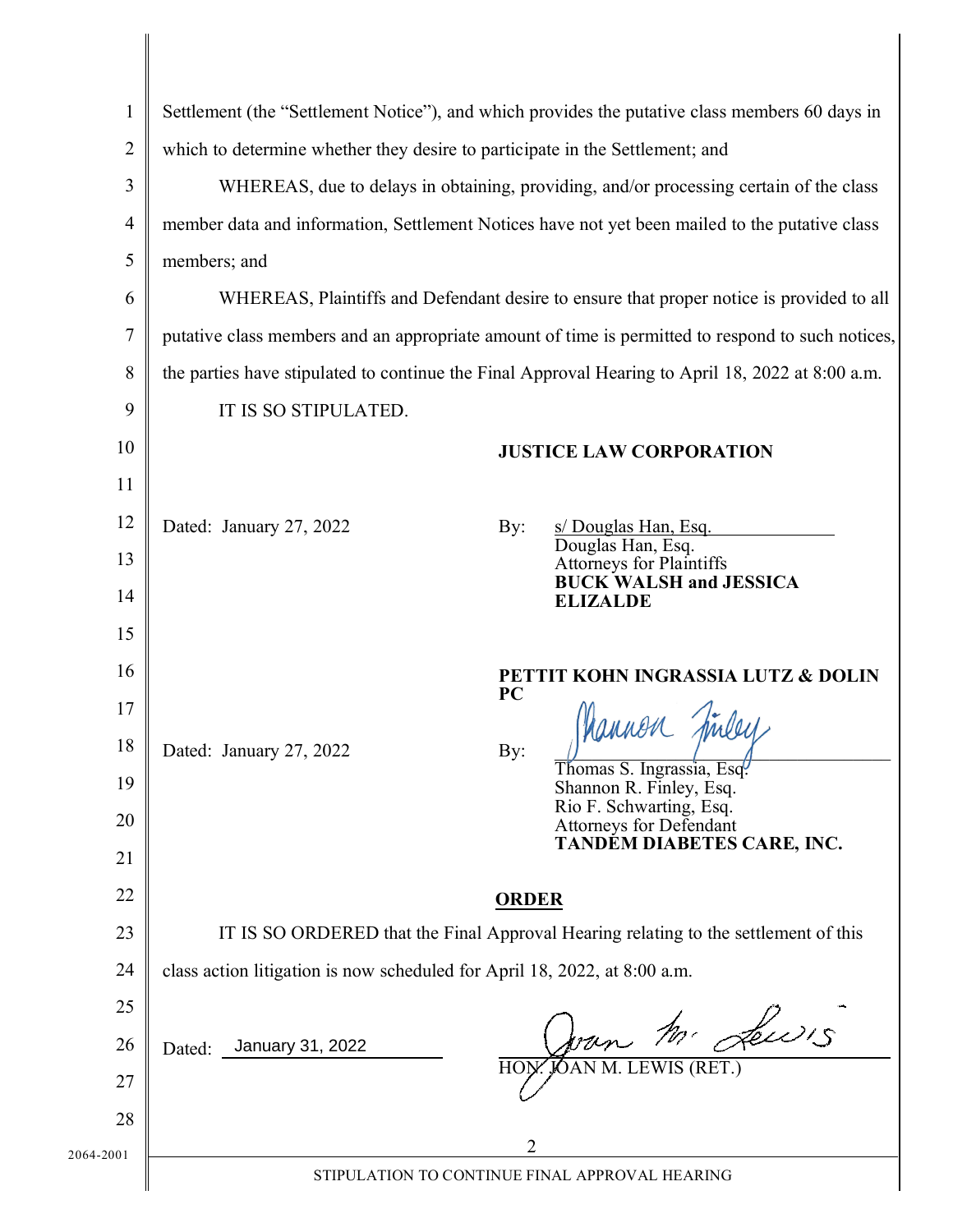Settlement (the "Settlement Notice"), and which provides the putative class members 60 days in which to determine whether they desire to participate in the Settlement; and

WHEREAS, due to delays in obtaining, providing, and/or processing certain of the class member data and information, Settlement Notices have not yet been mailed to the putative class members; and

WHEREAS, Plaintiffs and Defendant desire to ensure that proper notice is provided to all putative class members and an appropriate amount of time is permitted to respond to such notices, the parties have stipulated to continue the Final Approval Hearing to April 18, 2022 at 8:00 a.m.

IT IS SO STIPULATED.

**JUSTICE LAW CORPORATION**

Dated: January 27, 2022

By: s/ Douglas Han, Esq.
Douglas Han, Esq.
Attorneys for Plaintiffs
**BUCK WALSH and JESSICA ELIZALDE**

**PETTIT KOHN INGRASSIA LUTZ & DOLIN PC**

Dated: January 27, 2022

By: Shannon Finley
Thomas S. Ingrassia, Esq.
Shannon R. Finley, Esq.
Rio F. Schwarting, Esq.
Attorneys for Defendant
**TANDEM DIABETES CARE, INC.**

**ORDER**

IT IS SO ORDERED that the Final Approval Hearing relating to the settlement of this class action litigation is now scheduled for April 18, 2022, at 8:00 a.m.

Dated: January 31, 2022

Joan M. Lewis
HON. JOAN M. LEWIS (RET.)

2064-2001

STIPULATION TO CONTINUE FINAL APPROVAL HEARING